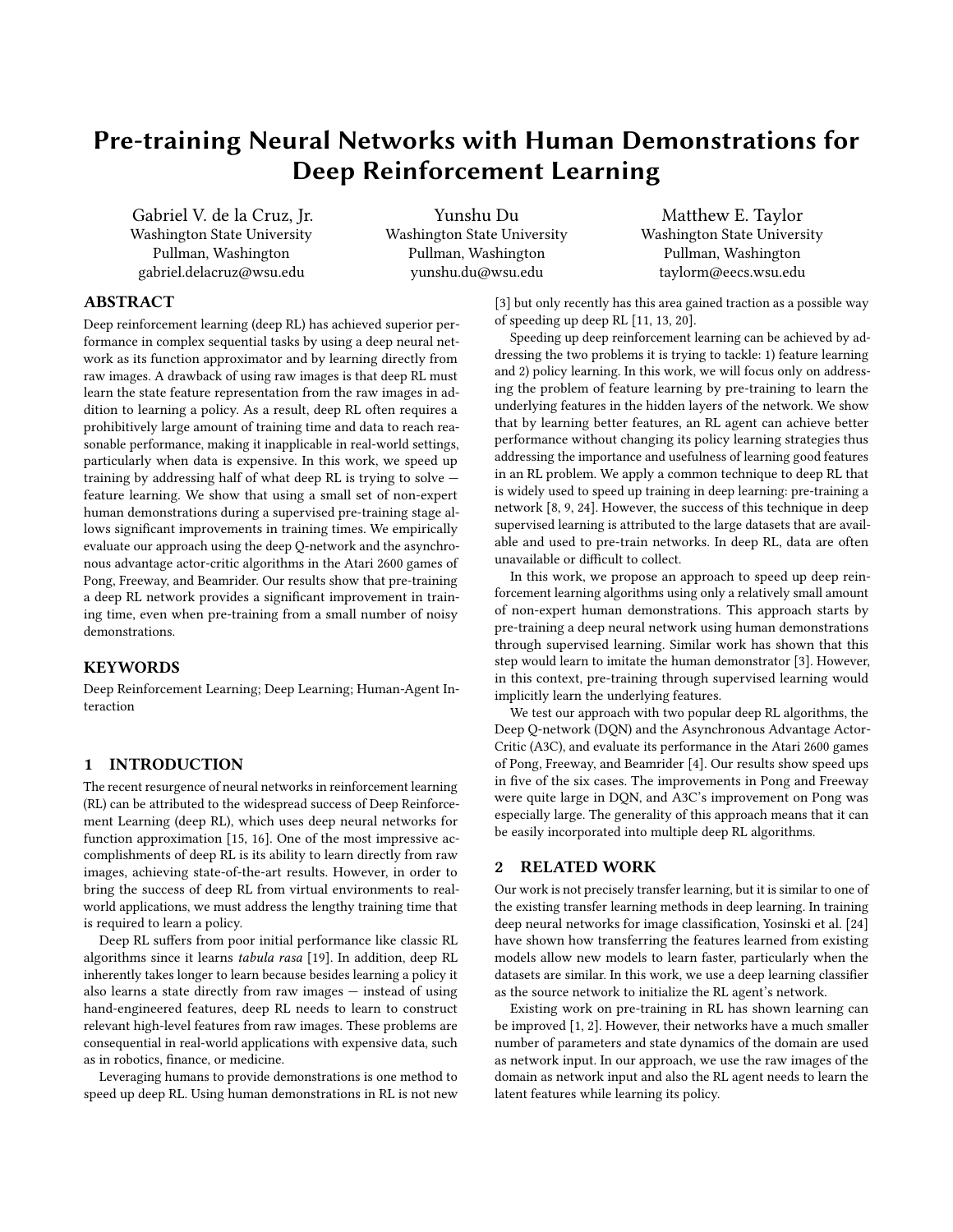# Pre-training Neural Networks with Human Demonstrations for Deep Reinforcement Learning

Gabriel V. de la Cruz, Jr.
Washington State University
Pullman, Washington
gabriel.delacruz@wsu.edu

Yunshu Du
Washington State University
Pullman, Washington
yunshu.du@wsu.edu

Matthew E. Taylor
Washington State University
Pullman, Washington
taylorm@eecs.wsu.edu

## ABSTRACT

Deep reinforcement learning (deep RL) has achieved superior performance in complex sequential tasks by using a deep neural network as its function approximator and by learning directly from raw images. A drawback of using raw images is that deep RL must learn the state feature representation from the raw images in addition to learning a policy. As a result, deep RL often requires a prohibitively large amount of training time and data to reach reasonable performance, making it inapplicable in real-world settings, particularly when data is expensive. In this work, we speed up training by addressing half of what deep RL is trying to solve — feature learning. We show that using a small set of non-expert human demonstrations during a supervised pre-training stage allows significant improvements in training times. We empirically evaluate our approach using the deep Q-network and the asynchronous advantage actor-critic algorithms in the Atari 2600 games of Pong, Freeway, and Beamrider. Our results show that pre-training a deep RL network provides a significant improvement in training time, even when pre-training from a small number of noisy demonstrations.

## KEYWORDS

Deep Reinforcement Learning; Deep Learning; Human-Agent Interaction

## 1 INTRODUCTION

The recent resurgence of neural networks in reinforcement learning (RL) can be attributed to the widespread success of Deep Reinforcement Learning (deep RL), which uses deep neural networks for function approximation [15, 16]. One of the most impressive accomplishments of deep RL is its ability to learn directly from raw images, achieving state-of-the-art results. However, in order to bring the success of deep RL from virtual environments to real-world applications, we must address the lengthy training time that is required to learn a policy.

Deep RL suffers from poor initial performance like classic RL algorithms since it learns *tabula rasa* [19]. In addition, deep RL inherently takes longer to learn because besides learning a policy it also learns a state directly from raw images — instead of using hand-engineered features, deep RL needs to learn to construct relevant high-level features from raw images. These problems are consequential in real-world applications with expensive data, such as in robotics, finance, or medicine.

Leveraging humans to provide demonstrations is one method to speed up deep RL. Using human demonstrations in RL is not new [3] but only recently has this area gained traction as a possible way of speeding up deep RL [11, 13, 20].

Speeding up deep reinforcement learning can be achieved by addressing the two problems it is trying to tackle: 1) feature learning and 2) policy learning. In this work, we will focus only on addressing the problem of feature learning by pre-training to learn the underlying features in the hidden layers of the network. We show that by learning better features, an RL agent can achieve better performance without changing its policy learning strategies thus addressing the importance and usefulness of learning good features in an RL problem. We apply a common technique to deep RL that is widely used to speed up training in deep learning: pre-training a network [8, 9, 24]. However, the success of this technique in deep supervised learning is attributed to the large datasets that are available and used to pre-train networks. In deep RL, data are often unavailable or difficult to collect.

In this work, we propose an approach to speed up deep reinforcement learning algorithms using only a relatively small amount of non-expert human demonstrations. This approach starts by pre-training a deep neural network using human demonstrations through supervised learning. Similar work has shown that this step would learn to imitate the human demonstrator [3]. However, in this context, pre-training through supervised learning would implicitly learn the underlying features.

We test our approach with two popular deep RL algorithms, the Deep Q-network (DQN) and the Asynchronous Advantage Actor-Critic (A3C), and evaluate its performance in the Atari 2600 games of Pong, Freeway, and Beamrider [4]. Our results show speed ups in five of the six cases. The improvements in Pong and Freeway were quite large in DQN, and A3C's improvement on Pong was especially large. The generality of this approach means that it can be easily incorporated into multiple deep RL algorithms.

## 2 RELATED WORK

Our work is not precisely transfer learning, but it is similar to one of the existing transfer learning methods in deep learning. In training deep neural networks for image classification, Yosinski et al. [24] have shown how transferring the features learned from existing models allow new models to learn faster, particularly when the datasets are similar. In this work, we use a deep learning classifier as the source network to initialize the RL agent's network.

Existing work on pre-training in RL has shown learning can be improved [1, 2]. However, their networks have a much smaller number of parameters and state dynamics of the domain are used as network input. In our approach, we use the raw images of the domain as network input and also the RL agent needs to learn the latent features while learning its policy.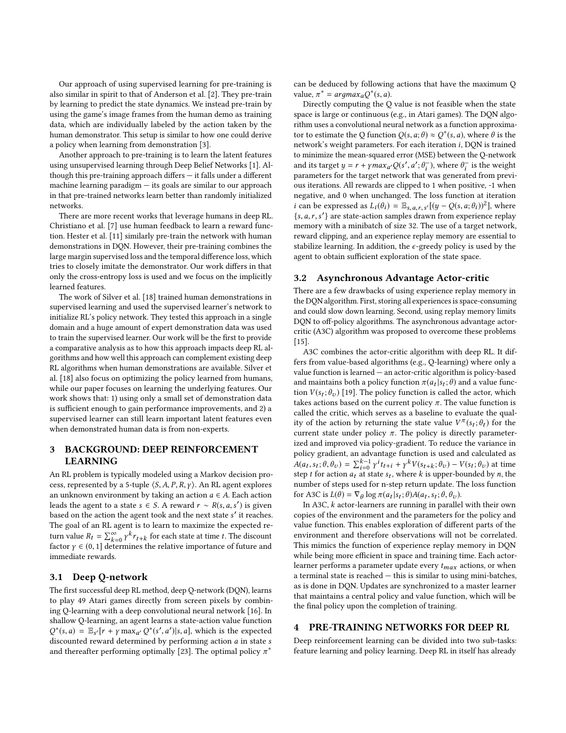Our approach of using supervised learning for pre-training is also similar in spirit to that of Anderson et al. [2]. They pre-train by learning to predict the state dynamics. We instead pre-train by using the game's image frames from the human demo as training data, which are individually labeled by the action taken by the human demonstrator. This setup is similar to how one could derive a policy when learning from demonstration [3].

Another approach to pre-training is to learn the latent features using unsupervised learning through Deep Belief Networks [1]. Although this pre-training approach differs — it falls under a different machine learning paradigm — its goals are similar to our approach in that pre-trained networks learn better than randomly initialized networks.

There are more recent works that leverage humans in deep RL. Christiano et al. [7] use human feedback to learn a reward function. Hester et al. [11] similarly pre-train the network with human demonstrations in DQN. However, their pre-training combines the large margin supervised loss and the temporal difference loss, which tries to closely imitate the demonstrator. Our work differs in that only the cross-entropy loss is used and we focus on the implicitly learned features.

The work of Silver et al. [18] trained human demonstrations in supervised learning and used the supervised learner's network to initialize RL's policy network. They tested this approach in a single domain and a huge amount of expert demonstration data was used to train the supervised learner. Our work will be the first to provide a comparative analysis as to how this approach impacts deep RL algorithms and how well this approach can complement existing deep RL algorithms when human demonstrations are available. Silver et al. [18] also focus on optimizing the policy learned from humans, while our paper focuses on learning the underlying features. Our work shows that: 1) using only a small set of demonstration data is sufficient enough to gain performance improvements, and 2) a supervised learner can still learn important latent features even when demonstrated human data is from non-experts.

# 3 BACKGROUND: DEEP REINFORCEMENT LEARNING

An RL problem is typically modeled using a Markov decision process, represented by a 5-tuple $\langle S, A, P, R, \gamma \rangle$. An RL agent explores an unknown environment by taking an action $a \in A$. Each action leads the agent to a state $s \in S$. A reward $r \sim R(s, a, s')$ is given based on the action the agent took and the next state $s'$ it reaches. The goal of an RL agent is to learn to maximize the expected return value $R_t = \sum_{k=0}^{\infty} \gamma^k r_{t+k}$ for each state at time $t$. The discount factor $\gamma \in (0, 1]$ determines the relative importance of future and immediate rewards.

## 3.1 Deep Q-network

The first successful deep RL method, deep Q-network (DQN), learns to play 49 Atari games directly from screen pixels by combining Q-learning with a deep convolutional neural network [16]. In shallow Q-learning, an agent learns a state-action value function $Q^*(s, a) = \mathbb{E}_{s'}[r + \gamma \max_{a'} Q^*(s', a')|s, a]$, which is the expected discounted reward determined by performing action $a$ in state $s$ and thereafter performing optimally [23]. The optimal policy $\pi^*$ can be deduced by following actions that have the maximum Q value, $\pi^* = argmax_a Q^*(s, a)$.

Directly computing the Q value is not feasible when the state space is large or continuous (e.g., in Atari games). The DQN algorithm uses a convolutional neural network as a function approximator to estimate the Q function $Q(s, a; \theta) \approx Q^*(s, a)$, where $\theta$ is the network's weight parameters. For each iteration $i$, DQN is trained to minimize the mean-squared error (MSE) between the Q-network and its target $y = r + \gamma max_{a'} Q(s', a'; \theta_i^-)$, where $\theta_i^-$ is the weight parameters for the target network that was generated from previous iterations. All rewards are clipped to 1 when positive, -1 when negative, and 0 when unchanged. The loss function at iteration $i$ can be expressed as $L_i(\theta_i) = \mathbb{E}_{s,a,r,s'}[(y - Q(s, a; \theta_i))^2]$, where $\{s, a, r, s'\}$ are state-action samples drawn from experience replay memory with a minibatch of size 32. The use of a target network, reward clipping, and an experience replay memory are essential to stabilize learning. In addition, the $\epsilon$-greedy policy is used by the agent to obtain sufficient exploration of the state space.

## 3.2 Asynchronous Advantage Actor-critic

There are a few drawbacks of using experience replay memory in the DQN algorithm. First, storing all experiences is space-consuming and could slow down learning. Second, using replay memory limits DQN to off-policy algorithms. The asynchronous advantage actor-critic (A3C) algorithm was proposed to overcome these problems [15].

A3C combines the actor-critic algorithm with deep RL. It differs from value-based algorithms (e.g., Q-learning) where only a value function is learned — an actor-critic algorithm is policy-based and maintains both a policy function $\pi(a_t|s_t; \theta)$ and a value function $V(s_t; \theta_v)$ [19]. The policy function is called the actor, which takes actions based on the current policy $\pi$. The value function is called the critic, which serves as a baseline to evaluate the quality of the action by returning the state value $V^{\pi}(s_t; \theta_t)$ for the current state under policy $\pi$. The policy is directly parameterized and improved via policy-gradient. To reduce the variance in policy gradient, an advantage function is used and calculated as $A(a_t, s_t; \theta, \theta_v) = \sum_{i=0}^{k-1} \gamma^i t_{t+i} + \gamma^k V(s_{t+k}; \theta_v) - V(s_t; \theta_v)$ at time step $t$ for action $a_t$ at state $s_t$, where $k$ is upper-bounded by $n$, the number of steps used for n-step return update. The loss function for A3C is $L(\theta) = \nabla_{\theta} \log \pi(a_t|s_t; \theta) A(a_t, s_t; \theta, \theta_v)$.

In A3C, $k$ actor-learners are running in parallel with their own copies of the environment and the parameters for the policy and value function. This enables exploration of different parts of the environment and therefore observations will not be correlated. This mimics the function of experience replay memory in DQN while being more efficient in space and training time. Each actor-learner performs a parameter update every $t_{max}$ actions, or when a terminal state is reached — this is similar to using mini-batches, as is done in DQN. Updates are synchronized to a master learner that maintains a central policy and value function, which will be the final policy upon the completion of training.

# 4 PRE-TRAINING NETWORKS FOR DEEP RL

Deep reinforcement learning can be divided into two sub-tasks: feature learning and policy learning. Deep RL in itself has already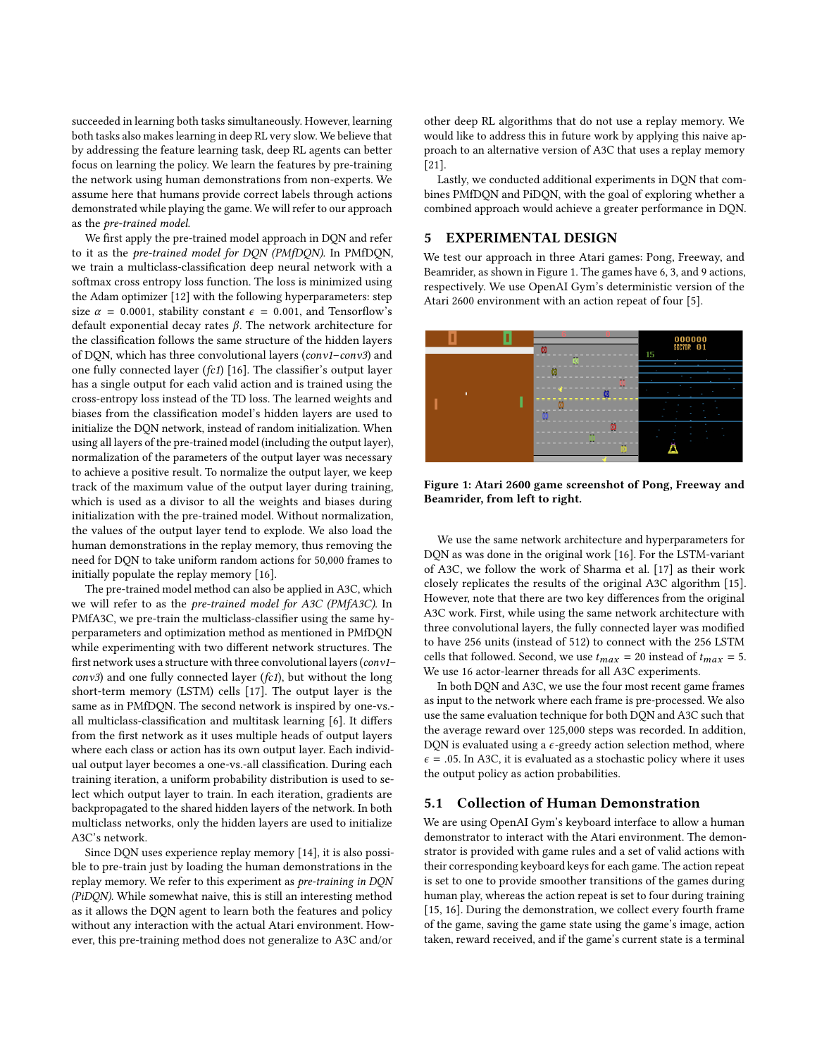succeeded in learning both tasks simultaneously. However, learning both tasks also makes learning in deep RL very slow. We believe that by addressing the feature learning task, deep RL agents can better focus on learning the policy. We learn the features by pre-training the network using human demonstrations from non-experts. We assume here that humans provide correct labels through actions demonstrated while playing the game. We will refer to our approach as the *pre-trained model*.

We first apply the pre-trained model approach in DQN and refer to it as the *pre-trained model for DQN (PMfDQN)*. In PMfDQN, we train a multiclass-classification deep neural network with a softmax cross entropy loss function. The loss is minimized using the Adam optimizer [12] with the following hyperparameters: step size $\alpha = 0.0001$, stability constant $\epsilon = 0.001$, and Tensorflow's default exponential decay rates $\beta$. The network architecture for the classification follows the same structure of the hidden layers of DQN, which has three convolutional layers (*conv1*–*conv3*) and one fully connected layer (*fc1*) [16]. The classifier's output layer has a single output for each valid action and is trained using the cross-entropy loss instead of the TD loss. The learned weights and biases from the classification model's hidden layers are used to initialize the DQN network, instead of random initialization. When using all layers of the pre-trained model (including the output layer), normalization of the parameters of the output layer was necessary to achieve a positive result. To normalize the output layer, we keep track of the maximum value of the output layer during training, which is used as a divisor to all the weights and biases during initialization with the pre-trained model. Without normalization, the values of the output layer tend to explode. We also load the human demonstrations in the replay memory, thus removing the need for DQN to take uniform random actions for 50,000 frames to initially populate the replay memory [16].

The pre-trained model method can also be applied in A3C, which we will refer to as the *pre-trained model for A3C (PMfA3C)*. In PMfA3C, we pre-train the multiclass-classifier using the same hyperparameters and optimization method as mentioned in PMfDQN while experimenting with two different network structures. The first network uses a structure with three convolutional layers (*conv1*–*conv3*) and one fully connected layer (*fc1*), but without the long short-term memory (LSTM) cells [17]. The output layer is the same as in PMfDQN. The second network is inspired by one-vs.-all multiclass-classification and multitask learning [6]. It differs from the first network as it uses multiple heads of output layers where each class or action has its own output layer. Each individual output layer becomes a one-vs.-all classification. During each training iteration, a uniform probability distribution is used to select which output layer to train. In each iteration, gradients are backpropagated to the shared hidden layers of the network. In both multiclass networks, only the hidden layers are used to initialize A3C's network.

Since DQN uses experience replay memory [14], it is also possible to pre-train just by loading the human demonstrations in the replay memory. We refer to this experiment as *pre-training in DQN (PiDQN)*. While somewhat naive, this is still an interesting method as it allows the DQN agent to learn both the features and policy without any interaction with the actual Atari environment. However, this pre-training method does not generalize to A3C and/or other deep RL algorithms that do not use a replay memory. We would like to address this in future work by applying this naive approach to an alternative version of A3C that uses a replay memory [21].

Lastly, we conducted additional experiments in DQN that combines PMfDQN and PiDQN, with the goal of exploring whether a combined approach would achieve a greater performance in DQN.

## 5 EXPERIMENTAL DESIGN

We test our approach in three Atari games: Pong, Freeway, and Beamrider, as shown in Figure 1. The games have 6, 3, and 9 actions, respectively. We use OpenAI Gym's deterministic version of the Atari 2600 environment with an action repeat of four [5].

**Figure 1: Atari 2600 game screenshot of Pong, Freeway and Beamrider, from left to right.**

We use the same network architecture and hyperparameters for DQN as was done in the original work [16]. For the LSTM-variant of A3C, we follow the work of Sharma et al. [17] as their work closely replicates the results of the original A3C algorithm [15]. However, note that there are two key differences from the original A3C work. First, while using the same network architecture with three convolutional layers, the fully connected layer was modified to have 256 units (instead of 512) to connect with the 256 LSTM cells that followed. Second, we use $t_{max} = 20$ instead of $t_{max} = 5$. We use 16 actor-learner threads for all A3C experiments.

In both DQN and A3C, we use the four most recent game frames as input to the network where each frame is pre-processed. We also use the same evaluation technique for both DQN and A3C such that the average reward over 125,000 steps was recorded. In addition, DQN is evaluated using a $\epsilon$-greedy action selection method, where $\epsilon = .05$. In A3C, it is evaluated as a stochastic policy where it uses the output policy as action probabilities.

### 5.1 Collection of Human Demonstration

We are using OpenAI Gym's keyboard interface to allow a human demonstrator to interact with the Atari environment. The demonstrator is provided with game rules and a set of valid actions with their corresponding keyboard keys for each game. The action repeat is set to one to provide smoother transitions of the games during human play, whereas the action repeat is set to four during training [15, 16]. During the demonstration, we collect every fourth frame of the game, saving the game state using the game's image, action taken, reward received, and if the game's current state is a terminal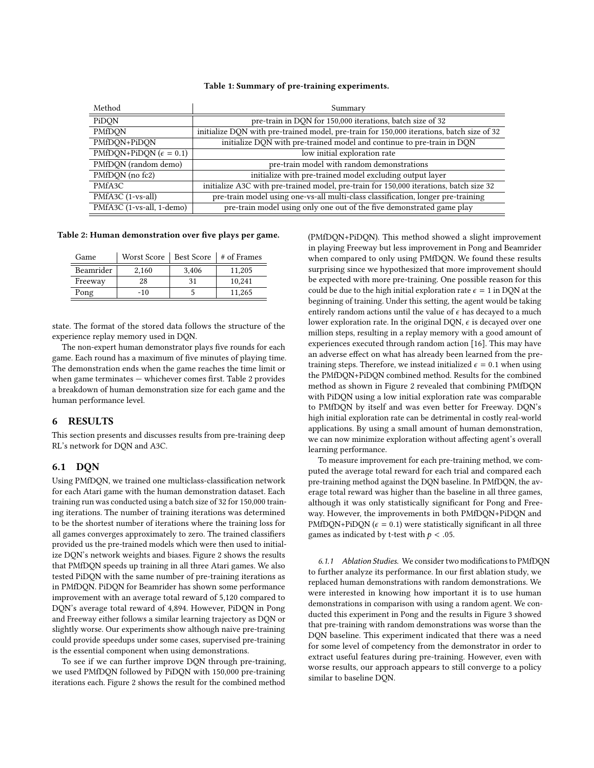**Table 1: Summary of pre-training experiments.**

| Method | Summary |
|---|---|
| PiDQN | pre-train in DQN for 150,000 iterations, batch size of 32 |
| PMfDQN | initialize DQN with pre-trained model, pre-train for 150,000 iterations, batch size of 32 |
| PMfDQN+PiDQN | initialize DQN with pre-trained model and continue to pre-train in DQN |
| PMfDQN+PiDQN ($\epsilon$ = 0.1) | low initial exploration rate |
| PMfDQN (random demo) | pre-train model with random demonstrations |
| PMfDQN (no fc2) | initialize with pre-trained model excluding output layer |
| PMfA3C | initialize A3C with pre-trained model, pre-train for 150,000 iterations, batch size 32 |
| PMfA3C (1-vs-all) | pre-train model using one-vs-all multi-class classification, longer pre-training |
| PMfA3C (1-vs-all, 1-demo) | pre-train model using only one out of the five demonstrated game play |

**Table 2: Human demonstration over five plays per game.**

| Game | Worst Score | Best Score | # of Frames |
|---|---|---|---|
| Beamrider | 2,160 | 3,406 | 11,205 |
| Freeway | 28 | 31 | 10,241 |
| Pong | -10 | 5 | 11,265 |

state. The format of the stored data follows the structure of the experience replay memory used in DQN.

The non-expert human demonstrator plays five rounds for each game. Each round has a maximum of five minutes of playing time. The demonstration ends when the game reaches the time limit or when game terminates — whichever comes first. Table 2 provides a breakdown of human demonstration size for each game and the human performance level.

## 6 RESULTS

This section presents and discusses results from pre-training deep RL's network for DQN and A3C.

### 6.1 DQN

Using PMfDQN, we trained one multiclass-classification network for each Atari game with the human demonstration dataset. Each training run was conducted using a batch size of 32 for 150,000 training iterations. The number of training iterations was determined to be the shortest number of iterations where the training loss for all games converges approximately to zero. The trained classifiers provided us the pre-trained models which were then used to initialize DQN's network weights and biases. Figure 2 shows the results that PMfDQN speeds up training in all three Atari games. We also tested PiDQN with the same number of pre-training iterations as in PMfDQN. PiDQN for Beamrider has shown some performance improvement with an average total reward of 5,120 compared to DQN's average total reward of 4,894. However, PiDQN in Pong and Freeway either follows a similar learning trajectory as DQN or slightly worse. Our experiments show although naive pre-training could provide speedups under some cases, supervised pre-training is the essential component when using demonstrations.

To see if we can further improve DQN through pre-training, we used PMfDQN followed by PiDQN with 150,000 pre-training iterations each. Figure 2 shows the result for the combined method (PMfDQN+PiDQN). This method showed a slight improvement in playing Freeway but less improvement in Pong and Beamrider when compared to only using PMfDQN. We found these results surprising since we hypothesized that more improvement should be expected with more pre-training. One possible reason for this could be due to the high initial exploration rate $\epsilon = 1$ in DQN at the beginning of training. Under this setting, the agent would be taking entirely random actions until the value of $\epsilon$ has decayed to a much lower exploration rate. In the original DQN, $\epsilon$ is decayed over one million steps, resulting in a replay memory with a good amount of experiences executed through random action [16]. This may have an adverse effect on what has already been learned from the pre-training steps. Therefore, we instead initialized $\epsilon = 0.1$ when using the PMfDQN+PiDQN combined method. Results for the combined method as shown in Figure 2 revealed that combining PMfDQN with PiDQN using a low initial exploration rate was comparable to PMfDQN by itself and was even better for Freeway. DQN's high initial exploration rate can be detrimental in costly real-world applications. By using a small amount of human demonstration, we can now minimize exploration without affecting agent's overall learning performance.

To measure improvement for each pre-training method, we computed the average total reward for each trial and compared each pre-training method against the DQN baseline. In PMfDQN, the average total reward was higher than the baseline in all three games, although it was only statistically significant for Pong and Freeway. However, the improvements in both PMfDQN+PiDQN and PMfDQN+PiDQN ($\epsilon = 0.1$) were statistically significant in all three games as indicated by t-test with $p < .05$.

#### 6.1.1 *Ablation Studies.*

We consider two modifications to PMfDQN to further analyze its performance. In our first ablation study, we replaced human demonstrations with random demonstrations. We were interested in knowing how important it is to use human demonstrations in comparison with using a random agent. We conducted this experiment in Pong and the results in Figure 3 showed that pre-training with random demonstrations was worse than the DQN baseline. This experiment indicated that there was a need for some level of competency from the demonstrator in order to extract useful features during pre-training. However, even with worse results, our approach appears to still converge to a policy similar to baseline DQN.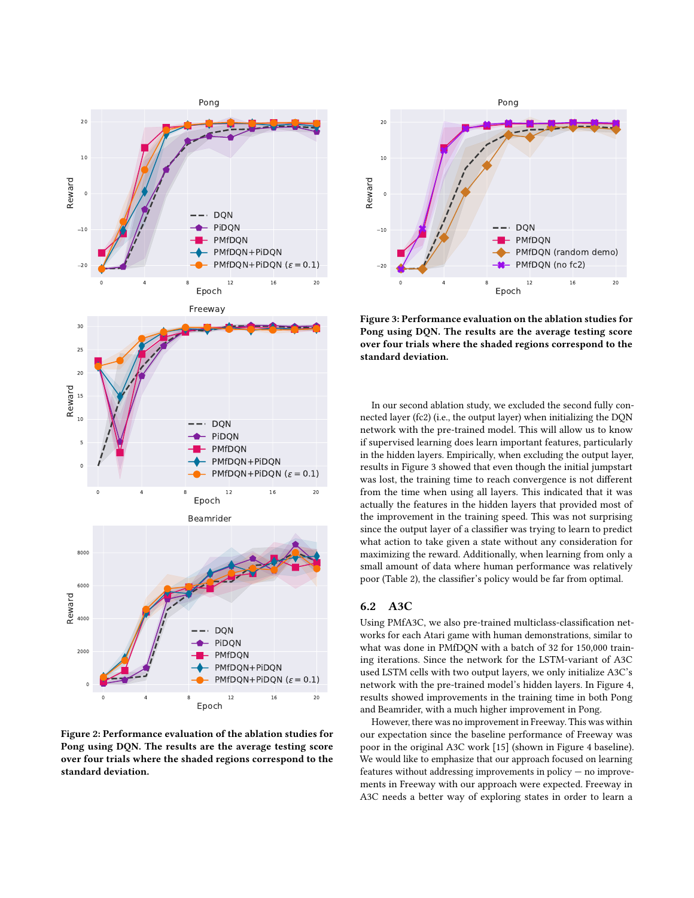Figure 2: Performance evaluation of the ablation studies for Pong using DQN. The results are the average testing score over four trials where the shaded regions correspond to the standard deviation.

Figure 3: Performance evaluation on the ablation studies for Pong using DQN. The results are the average testing score over four trials where the shaded regions correspond to the standard deviation.

In our second ablation study, we excluded the second fully connected layer (fc2) (i.e., the output layer) when initializing the DQN network with the pre-trained model. This will allow us to know if supervised learning does learn important features, particularly in the hidden layers. Empirically, when excluding the output layer, results in Figure 3 showed that even though the initial jumpstart was lost, the training time to reach convergence is not different from the time when using all layers. This indicated that it was actually the features in the hidden layers that provided most of the improvement in the training speed. This was not surprising since the output layer of a classifier was trying to learn to predict what action to take given a state without any consideration for maximizing the reward. Additionally, when learning from only a small amount of data where human performance was relatively poor (Table 2), the classifier's policy would be far from optimal.

## 6.2 A3C

Using PMfA3C, we also pre-trained multiclass-classification networks for each Atari game with human demonstrations, similar to what was done in PMfDQN with a batch of 32 for 150,000 training iterations. Since the network for the LSTM-variant of A3C used LSTM cells with two output layers, we only initialize A3C's network with the pre-trained model's hidden layers. In Figure 4, results showed improvements in the training time in both Pong and Beamrider, with a much higher improvement in Pong.

However, there was no improvement in Freeway. This was within our expectation since the baseline performance of Freeway was poor in the original A3C work [15] (shown in Figure 4 baseline). We would like to emphasize that our approach focused on learning features without addressing improvements in policy — no improvements in Freeway with our approach were expected. Freeway in A3C needs a better way of exploring states in order to learn a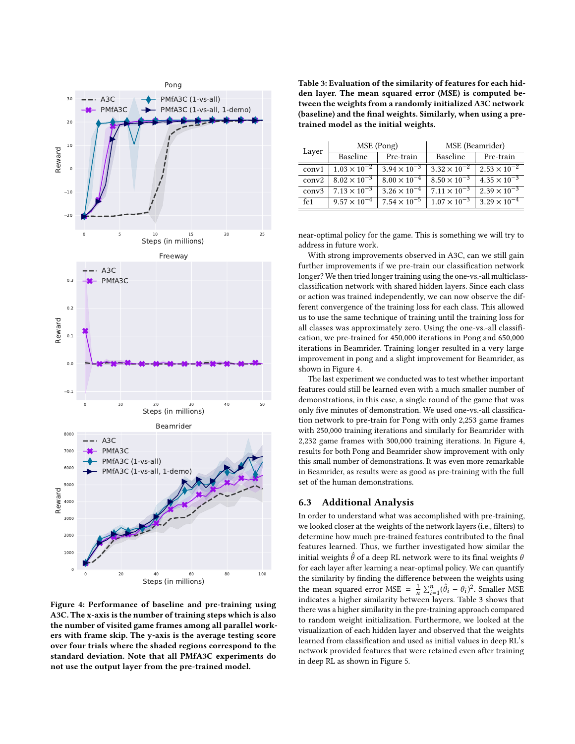Figure 4: Performance of baseline and pre-training using A3C. The x-axis is the number of training steps which is also the number of visited game frames among all parallel workers with frame skip. The y-axis is the average testing score over four trials where the shaded regions correspond to the standard deviation. Note that all PMfA3C experiments do not use the output layer from the pre-trained model.

**Table 3: Evaluation of the similarity of features for each hidden layer. The mean squared error (MSE) is computed between the weights from a randomly initialized A3C network (baseline) and the final weights. Similarly, when using a pre-trained model as the initial weights.**

| Layer | MSE (Pong) | | MSE (Beamrider) | |
|---|---|---|---|---|
| | Baseline | Pre-train | Baseline | Pre-train |
| conv1 | $1.03 \times 10^{-2}$ | $3.94 \times 10^{-3}$ | $3.32 \times 10^{-2}$ | $2.53 \times 10^{-2}$ |
| conv2 | $8.02 \times 10^{-3}$ | $8.00 \times 10^{-4}$ | $8.50 \times 10^{-3}$ | $4.35 \times 10^{-3}$ |
| conv3 | $7.13 \times 10^{-3}$ | $3.26 \times 10^{-4}$ | $7.11 \times 10^{-3}$ | $2.39 \times 10^{-3}$ |
| fc1 | $9.57 \times 10^{-4}$ | $7.54 \times 10^{-5}$ | $1.07 \times 10^{-3}$ | $3.29 \times 10^{-4}$ |

near-optimal policy for the game. This is something we will try to address in future work.

With strong improvements observed in A3C, can we still gain further improvements if we pre-train our classification network longer? We then tried longer training using the one-vs.-all multiclass-classification network with shared hidden layers. Since each class or action was trained independently, we can now observe the different convergence of the training loss for each class. This allowed us to use the same technique of training until the training loss for all classes was approximately zero. Using the one-vs.-all classification, we pre-trained for 450,000 iterations in Pong and 650,000 iterations in Beamrider. Training longer resulted in a very large improvement in pong and a slight improvement for Beamrider, as shown in Figure 4.

The last experiment we conducted was to test whether important features could still be learned even with a much smaller number of demonstrations, in this case, a single round of the game that was only five minutes of demonstration. We used one-vs.-all classification network to pre-train for Pong with only 2,253 game frames with 250,000 training iterations and similarly for Beamrider with 2,232 game frames with 300,000 training iterations. In Figure 4, results for both Pong and Beamrider show improvement with only this small number of demonstrations. It was even more remarkable in Beamrider, as results were as good as pre-training with the full set of the human demonstrations.

### 6.3 Additional Analysis

In order to understand what was accomplished with pre-training, we looked closer at the weights of the network layers (i.e., filters) to determine how much pre-trained features contributed to the final features learned. Thus, we further investigated how similar the initial weights $\hat{\theta}$ of a deep RL network were to its final weights $\theta$ for each layer after learning a near-optimal policy. We can quantify the similarity by finding the difference between the weights using the mean squared error $\text{MSE} = \frac{1}{n}\sum_{i=1}^{n}(\hat{\theta}_i - \theta_i)^2$. Smaller MSE indicates a higher similarity between layers. Table 3 shows that there was a higher similarity in the pre-training approach compared to random weight initialization. Furthermore, we looked at the visualization of each hidden layer and observed that the weights learned from classification and used as initial values in deep RL's network provided features that were retained even after training in deep RL as shown in Figure 5.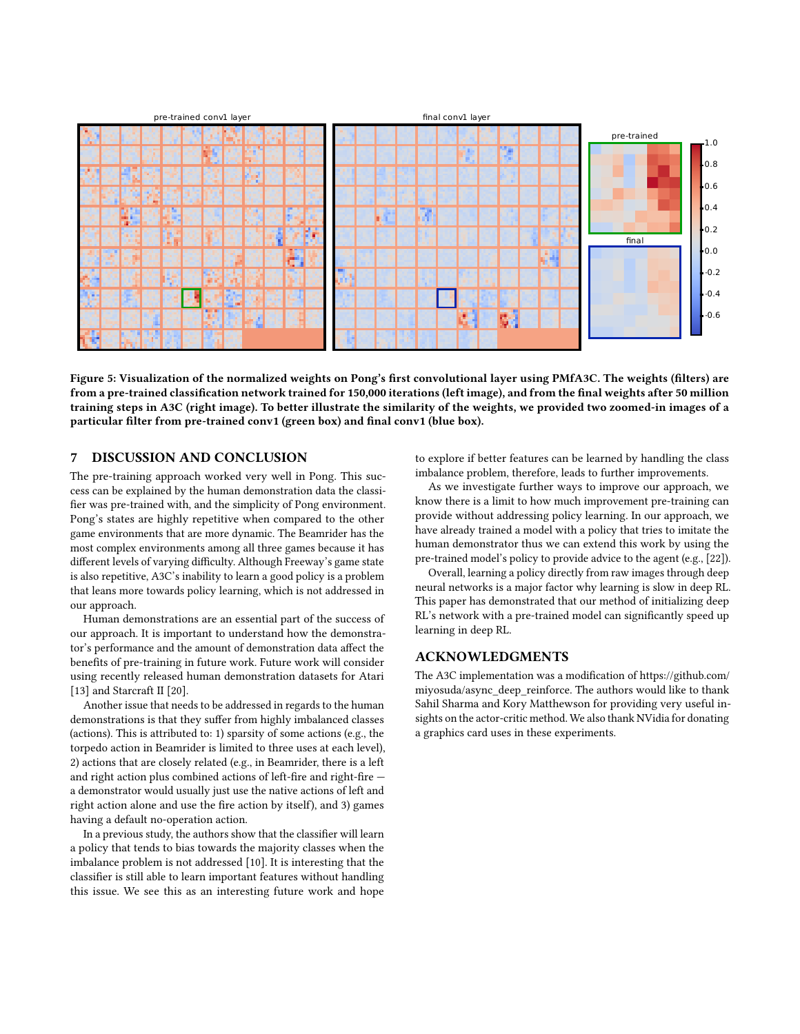Figure 5: Visualization of the normalized weights on Pong's first convolutional layer using PMfA3C. The weights (filters) are from a pre-trained classification network trained for 150,000 iterations (left image), and from the final weights after 50 million training steps in A3C (right image). To better illustrate the similarity of the weights, we provided two zoomed-in images of a particular filter from pre-trained conv1 (green box) and final conv1 (blue box).

## 7 DISCUSSION AND CONCLUSION

The pre-training approach worked very well in Pong. This success can be explained by the human demonstration data the classifier was pre-trained with, and the simplicity of Pong environment. Pong's states are highly repetitive when compared to the other game environments that are more dynamic. The Beamrider has the most complex environments among all three games because it has different levels of varying difficulty. Although Freeway's game state is also repetitive, A3C's inability to learn a good policy is a problem that leans more towards policy learning, which is not addressed in our approach.

Human demonstrations are an essential part of the success of our approach. It is important to understand how the demonstrator's performance and the amount of demonstration data affect the benefits of pre-training in future work. Future work will consider using recently released human demonstration datasets for Atari [13] and Starcraft II [20].

Another issue that needs to be addressed in regards to the human demonstrations is that they suffer from highly imbalanced classes (actions). This is attributed to: 1) sparsity of some actions (e.g., the torpedo action in Beamrider is limited to three uses at each level), 2) actions that are closely related (e.g., in Beamrider, there is a left and right action plus combined actions of left-fire and right-fire — a demonstrator would usually just use the native actions of left and right action alone and use the fire action by itself), and 3) games having a default no-operation action.

In a previous study, the authors show that the classifier will learn a policy that tends to bias towards the majority classes when the imbalance problem is not addressed [10]. It is interesting that the classifier is still able to learn important features without handling this issue. We see this as an interesting future work and hope to explore if better features can be learned by handling the class imbalance problem, therefore, leads to further improvements.

As we investigate further ways to improve our approach, we know there is a limit to how much improvement pre-training can provide without addressing policy learning. In our approach, we have already trained a model with a policy that tries to imitate the human demonstrator thus we can extend this work by using the pre-trained model's policy to provide advice to the agent (e.g., [22]).

Overall, learning a policy directly from raw images through deep neural networks is a major factor why learning is slow in deep RL. This paper has demonstrated that our method of initializing deep RL's network with a pre-trained model can significantly speed up learning in deep RL.

## ACKNOWLEDGMENTS

The A3C implementation was a modification of https://github.com/miyosuda/async_deep_reinforce. The authors would like to thank Sahil Sharma and Kory Matthewson for providing very useful insights on the actor-critic method. We also thank NVidia for donating a graphics card uses in these experiments.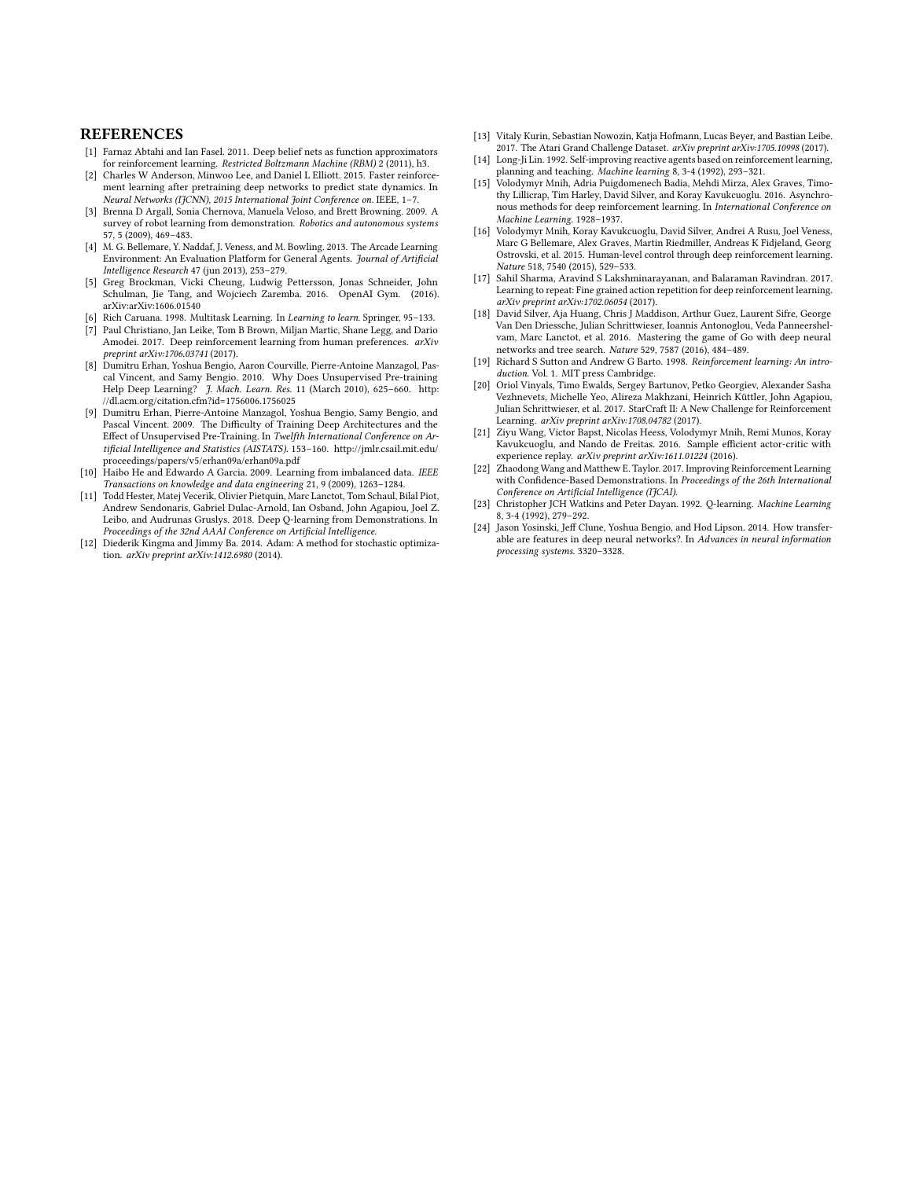## REFERENCES

- [1] Farnaz Abtahi and Ian Fasel. 2011. Deep belief nets as function approximators for reinforcement learning. *Restricted Boltzmann Machine (RBM)* 2 (2011), h3.
- [2] Charles W Anderson, Minwoo Lee, and Daniel L Elliott. 2015. Faster reinforcement learning after pretraining deep networks to predict state dynamics. In *Neural Networks (IJCNN), 2015 International Joint Conference on*. IEEE, 1–7.
- [3] Brenna D Argall, Sonia Chernova, Manuela Veloso, and Brett Browning. 2009. A survey of robot learning from demonstration. *Robotics and autonomous systems* 57, 5 (2009), 469–483.
- [4] M. G. Bellemare, Y. Naddaf, J. Veness, and M. Bowling. 2013. The Arcade Learning Environment: An Evaluation Platform for General Agents. *Journal of Artificial Intelligence Research* 47 (jun 2013), 253–279.
- [5] Greg Brockman, Vicki Cheung, Ludwig Pettersson, Jonas Schneider, John Schulman, Jie Tang, and Wojciech Zaremba. 2016. OpenAI Gym. (2016). arXiv:arXiv:1606.01540
- [6] Rich Caruana. 1998. Multitask Learning. In *Learning to learn*. Springer, 95–133.
- [7] Paul Christiano, Jan Leike, Tom B Brown, Miljan Martic, Shane Legg, and Dario Amodei. 2017. Deep reinforcement learning from human preferences. *arXiv preprint arXiv:1706.03741* (2017).
- [8] Dumitru Erhan, Yoshua Bengio, Aaron Courville, Pierre-Antoine Manzagol, Pascal Vincent, and Samy Bengio. 2010. Why Does Unsupervised Pre-training Help Deep Learning? *J. Mach. Learn. Res.* 11 (March 2010), 625–660. http://dl.acm.org/citation.cfm?id=1756006.1756025
- [9] Dumitru Erhan, Pierre-Antoine Manzagol, Yoshua Bengio, Samy Bengio, and Pascal Vincent. 2009. The Difficulty of Training Deep Architectures and the Effect of Unsupervised Pre-Training. In *Twelfth International Conference on Artificial Intelligence and Statistics (AISTATS)*. 153–160. http://jmlr.csail.mit.edu/proceedings/papers/v5/erhan09a/erhan09a.pdf
- [10] Haibo He and Edwardo A Garcia. 2009. Learning from imbalanced data. *IEEE Transactions on knowledge and data engineering* 21, 9 (2009), 1263–1284.
- [11] Todd Hester, Matej Vecerik, Olivier Pietquin, Marc Lanctot, Tom Schaul, Bilal Piot, Andrew Sendonaris, Gabriel Dulac-Arnold, Ian Osband, John Agapiou, Joel Z. Leibo, and Audrunas Gruslys. 2018. Deep Q-learning from Demonstrations. In *Proceedings of the 32nd AAAI Conference on Artificial Intelligence*.
- [12] Diederik Kingma and Jimmy Ba. 2014. Adam: A method for stochastic optimization. *arXiv preprint arXiv:1412.6980* (2014).
- [13] Vitaly Kurin, Sebastian Nowozin, Katja Hofmann, Lucas Beyer, and Bastian Leibe. 2017. The Atari Grand Challenge Dataset. *arXiv preprint arXiv:1705.10998* (2017).
- [14] Long-Ji Lin. 1992. Self-improving reactive agents based on reinforcement learning, planning and teaching. *Machine learning* 8, 3-4 (1992), 293–321.
- [15] Volodymyr Mnih, Adria Puigdomenech Badia, Mehdi Mirza, Alex Graves, Timothy Lillicrap, Tim Harley, David Silver, and Koray Kavukcuoglu. 2016. Asynchronous methods for deep reinforcement learning. In *International Conference on Machine Learning*. 1928–1937.
- [16] Volodymyr Mnih, Koray Kavukcuoglu, David Silver, Andrei A Rusu, Joel Veness, Marc G Bellemare, Alex Graves, Martin Riedmiller, Andreas K Fidjeland, Georg Ostrovski, et al. 2015. Human-level control through deep reinforcement learning. *Nature* 518, 7540 (2015), 529–533.
- [17] Sahil Sharma, Aravind S Lakshminarayanan, and Balaraman Ravindran. 2017. Learning to repeat: Fine grained action repetition for deep reinforcement learning. *arXiv preprint arXiv:1702.06054* (2017).
- [18] David Silver, Aja Huang, Chris J Maddison, Arthur Guez, Laurent Sifre, George Van Den Driessche, Julian Schrittwieser, Ioannis Antonoglou, Veda Panneershelvam, Marc Lanctot, et al. 2016. Mastering the game of Go with deep neural networks and tree search. *Nature* 529, 7587 (2016), 484–489.
- [19] Richard S Sutton and Andrew G Barto. 1998. *Reinforcement learning: An introduction*. Vol. 1. MIT press Cambridge.
- [20] Oriol Vinyals, Timo Ewalds, Sergey Bartunov, Petko Georgiev, Alexander Sasha Vezhnevets, Michelle Yeo, Alireza Makhzani, Heinrich Küttler, John Agapiou, Julian Schrittwieser, et al. 2017. StarCraft II: A New Challenge for Reinforcement Learning. *arXiv preprint arXiv:1708.04782* (2017).
- [21] Ziyu Wang, Victor Bapst, Nicolas Heess, Volodymyr Mnih, Remi Munos, Koray Kavukcuoglu, and Nando de Freitas. 2016. Sample efficient actor-critic with experience replay. *arXiv preprint arXiv:1611.01224* (2016).
- [22] Zhaodong Wang and Matthew E. Taylor. 2017. Improving Reinforcement Learning with Confidence-Based Demonstrations. In *Proceedings of the 26th International Conference on Artificial Intelligence (IJCAI)*.
- [23] Christopher JCH Watkins and Peter Dayan. 1992. Q-learning. *Machine Learning* 8, 3-4 (1992), 279–292.
- [24] Jason Yosinski, Jeff Clune, Yoshua Bengio, and Hod Lipson. 2014. How transferable are features in deep neural networks?. In *Advances in neural information processing systems*. 3320–3328.